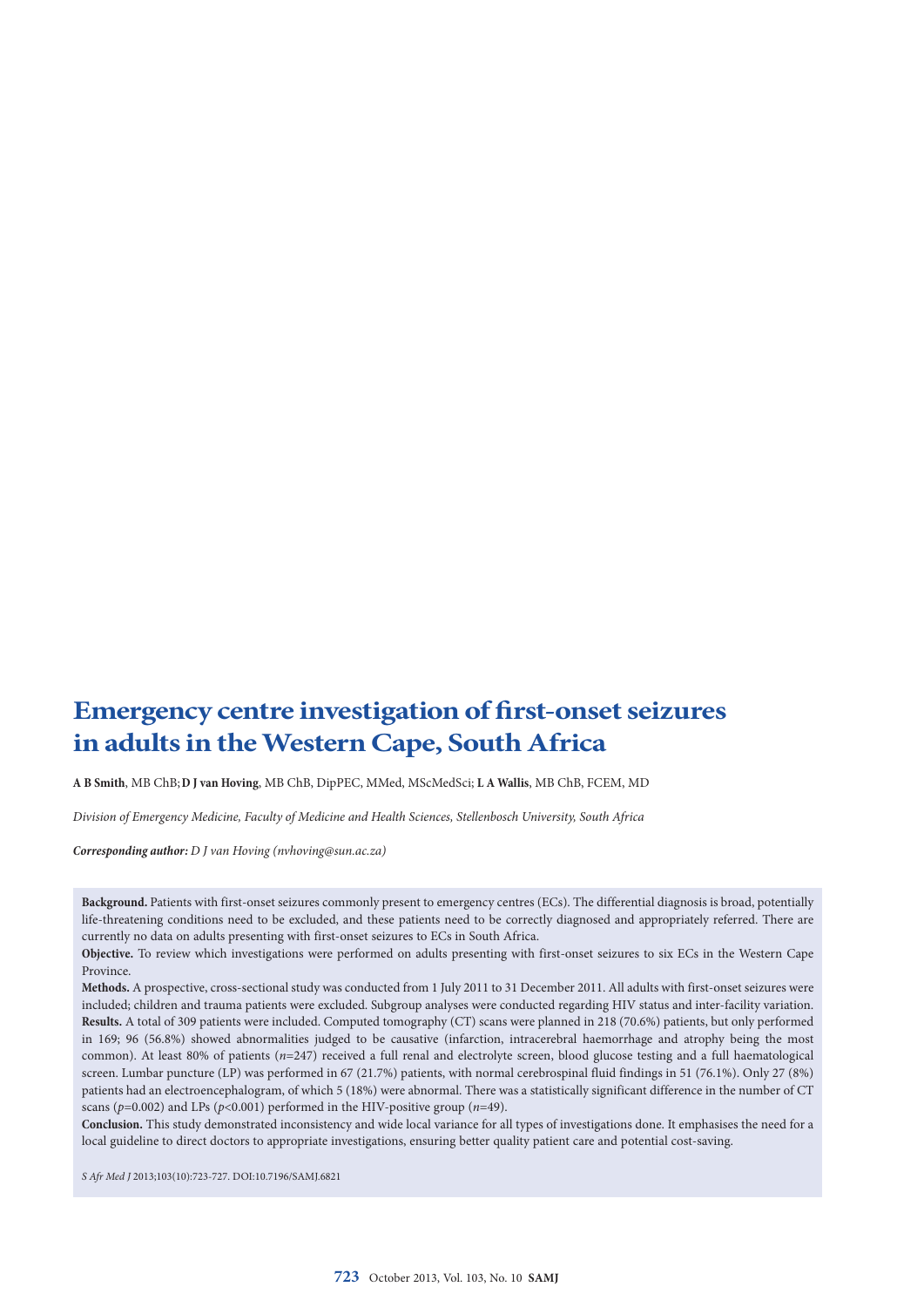# Emergency centre investigation of first-onset seizures in adults in the Western Cape, South Africa

**A B Smith**, MB ChB; **D J van Hoving**, MB ChB, DipPEC, MMed, MScMedSci; **L A Wallis**, MB ChB, FCEM, MD

*Division of Emergency Medicine, Faculty of Medicine and Health Sciences, Stellenbosch University, South Africa*

***Corresponding author:*** *D J van Hoving (nvhoving@sun.ac.za)*

**Background.** Patients with first-onset seizures commonly present to emergency centres (ECs). The differential diagnosis is broad, potentially life-threatening conditions need to be excluded, and these patients need to be correctly diagnosed and appropriately referred. There are currently no data on adults presenting with first-onset seizures to ECs in South Africa.

**Objective.** To review which investigations were performed on adults presenting with first-onset seizures to six ECs in the Western Cape Province.

**Methods.** A prospective, cross-sectional study was conducted from 1 July 2011 to 31 December 2011. All adults with first-onset seizures were included; children and trauma patients were excluded. Subgroup analyses were conducted regarding HIV status and inter-facility variation.

**Results.** A total of 309 patients were included. Computed tomography (CT) scans were planned in 218 (70.6%) patients, but only performed in 169; 96 (56.8%) showed abnormalities judged to be causative (infarction, intracerebral haemorrhage and atrophy being the most common). At least 80% of patients ($n$=247) received a full renal and electrolyte screen, blood glucose testing and a full haematological screen. Lumbar puncture (LP) was performed in 67 (21.7%) patients, with normal cerebrospinal fluid findings in 51 (76.1%). Only 27 (8%) patients had an electroencephalogram, of which 5 (18%) were abnormal. There was a statistically significant difference in the number of CT scans ($p$=0.002) and LPs ($p$<0.001) performed in the HIV-positive group ($n$=49).

**Conclusion.** This study demonstrated inconsistency and wide local variance for all types of investigations done. It emphasises the need for a local guideline to direct doctors to appropriate investigations, ensuring better quality patient care and potential cost-saving.

*S Afr Med J* 2013;103(10):723-727. DOI:10.7196/SAMJ.6821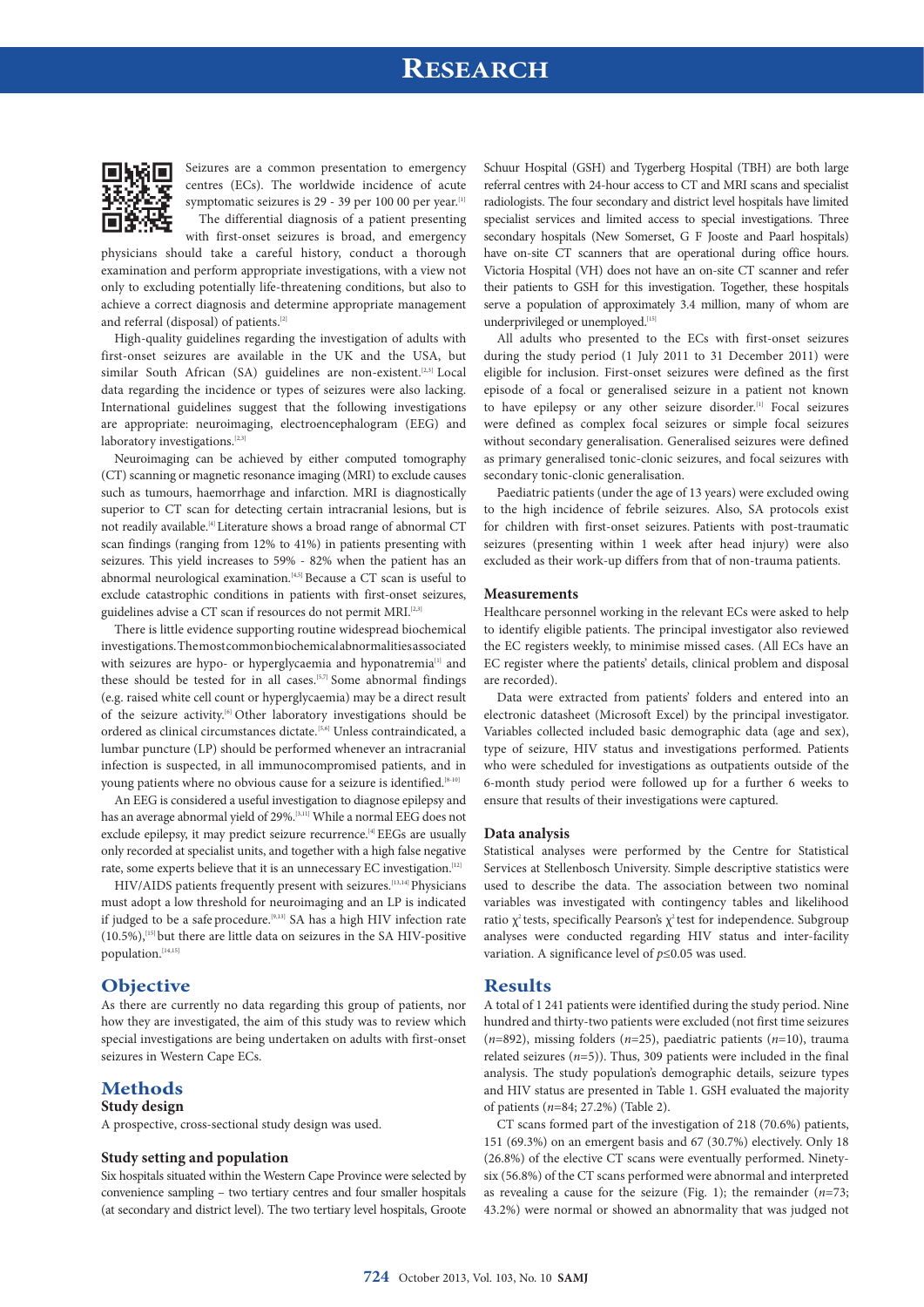Seizures are a common presentation to emergency centres (ECs). The worldwide incidence of acute symptomatic seizures is 29 - 39 per 100 00 per year.[1]

The differential diagnosis of a patient presenting with first-onset seizures is broad, and emergency physicians should take a careful history, conduct a thorough examination and perform appropriate investigations, with a view not only to excluding potentially life-threatening conditions, but also to achieve a correct diagnosis and determine appropriate management and referral (disposal) of patients.[2]

High-quality guidelines regarding the investigation of adults with first-onset seizures are available in the UK and the USA, but similar South African (SA) guidelines are non-existent.[2,3] Local data regarding the incidence or types of seizures were also lacking. International guidelines suggest that the following investigations are appropriate: neuroimaging, electroencephalogram (EEG) and laboratory investigations.[2,3]

Neuroimaging can be achieved by either computed tomography (CT) scanning or magnetic resonance imaging (MRI) to exclude causes such as tumours, haemorrhage and infarction. MRI is diagnostically superior to CT scan for detecting certain intracranial lesions, but is not readily available.[4] Literature shows a broad range of abnormal CT scan findings (ranging from 12% to 41%) in patients presenting with seizures. This yield increases to 59% - 82% when the patient has an abnormal neurological examination.[4,5] Because a CT scan is useful to exclude catastrophic conditions in patients with first-onset seizures, guidelines advise a CT scan if resources do not permit MRI.[2,3]

There is little evidence supporting routine widespread biochemical investigations. The most common biochemical abnormalities associated with seizures are hypo- or hyperglycaemia and hyponatremia[1] and these should be tested for in all cases.[5,7] Some abnormal findings (e.g. raised white cell count or hyperglycaemia) may be a direct result of the seizure activity.[6] Other laboratory investigations should be ordered as clinical circumstances dictate.[5,6] Unless contraindicated, a lumbar puncture (LP) should be performed whenever an intracranial infection is suspected, in all immunocompromised patients, and in young patients where no obvious cause for a seizure is identified.[8-10]

An EEG is considered a useful investigation to diagnose epilepsy and has an average abnormal yield of 29%.[3,11] While a normal EEG does not exclude epilepsy, it may predict seizure recurrence.[4] EEGs are usually only recorded at specialist units, and together with a high false negative rate, some experts believe that it is an unnecessary EC investigation.[12]

HIV/AIDS patients frequently present with seizures.[13,14] Physicians must adopt a low threshold for neuroimaging and an LP is indicated if judged to be a safe procedure.[9,13] SA has a high HIV infection rate (10.5%),[15] but there are little data on seizures in the SA HIV-positive population.[14,15]

## Objective

As there are currently no data regarding this group of patients, nor how they are investigated, the aim of this study was to review which special investigations are being undertaken on adults with first-onset seizures in Western Cape ECs.

## Methods

### Study design

A prospective, cross-sectional study design was used.

### Study setting and population

Six hospitals situated within the Western Cape Province were selected by convenience sampling – two tertiary centres and four smaller hospitals (at secondary and district level). The two tertiary level hospitals, Groote Schuur Hospital (GSH) and Tygerberg Hospital (TBH) are both large referral centres with 24-hour access to CT and MRI scans and specialist radiologists. The four secondary and district level hospitals have limited specialist services and limited access to special investigations. Three secondary hospitals (New Somerset, G F Jooste and Paarl hospitals) have on-site CT scanners that are operational during office hours. Victoria Hospital (VH) does not have an on-site CT scanner and refer their patients to GSH for this investigation. Together, these hospitals serve a population of approximately 3.4 million, many of whom are underprivileged or unemployed.[15]

All adults who presented to the ECs with first-onset seizures during the study period (1 July 2011 to 31 December 2011) were eligible for inclusion. First-onset seizures were defined as the first episode of a focal or generalised seizure in a patient not known to have epilepsy or any other seizure disorder.[1] Focal seizures were defined as complex focal seizures or simple focal seizures without secondary generalisation. Generalised seizures were defined as primary generalised tonic-clonic seizures, and focal seizures with secondary tonic-clonic generalisation.

Paediatric patients (under the age of 13 years) were excluded owing to the high incidence of febrile seizures. Also, SA protocols exist for children with first-onset seizures. Patients with post-traumatic seizures (presenting within 1 week after head injury) were also excluded as their work-up differs from that of non-trauma patients.

### Measurements

Healthcare personnel working in the relevant ECs were asked to help to identify eligible patients. The principal investigator also reviewed the EC registers weekly, to minimise missed cases. (All ECs have an EC register where the patients' details, clinical problem and disposal are recorded).

Data were extracted from patients' folders and entered into an electronic datasheet (Microsoft Excel) by the principal investigator. Variables collected included basic demographic data (age and sex), type of seizure, HIV status and investigations performed. Patients who were scheduled for investigations as outpatients outside of the 6-month study period were followed up for a further 6 weeks to ensure that results of their investigations were captured.

### Data analysis

Statistical analyses were performed by the Centre for Statistical Services at Stellenbosch University. Simple descriptive statistics were used to describe the data. The association between two nominal variables was investigated with contingency tables and likelihood ratio $\chi^2$ tests, specifically Pearson's $\chi^2$ test for independence. Subgroup analyses were conducted regarding HIV status and inter-facility variation. A significance level of $p \leq 0.05$ was used.

## Results

A total of 1 241 patients were identified during the study period. Nine hundred and thirty-two patients were excluded (not first time seizures (*n*=892), missing folders (*n*=25), paediatric patients (*n*=10), trauma related seizures (*n*=5)). Thus, 309 patients were included in the final analysis. The study population's demographic details, seizure types and HIV status are presented in Table 1. GSH evaluated the majority of patients (*n*=84; 27.2%) (Table 2).

CT scans formed part of the investigation of 218 (70.6%) patients, 151 (69.3%) on an emergent basis and 67 (30.7%) electively. Only 18 (26.8%) of the elective CT scans were eventually performed. Ninety-six (56.8%) of the CT scans performed were abnormal and interpreted as revealing a cause for the seizure (Fig. 1); the remainder (*n*=73; 43.2%) were normal or showed an abnormality that was judged not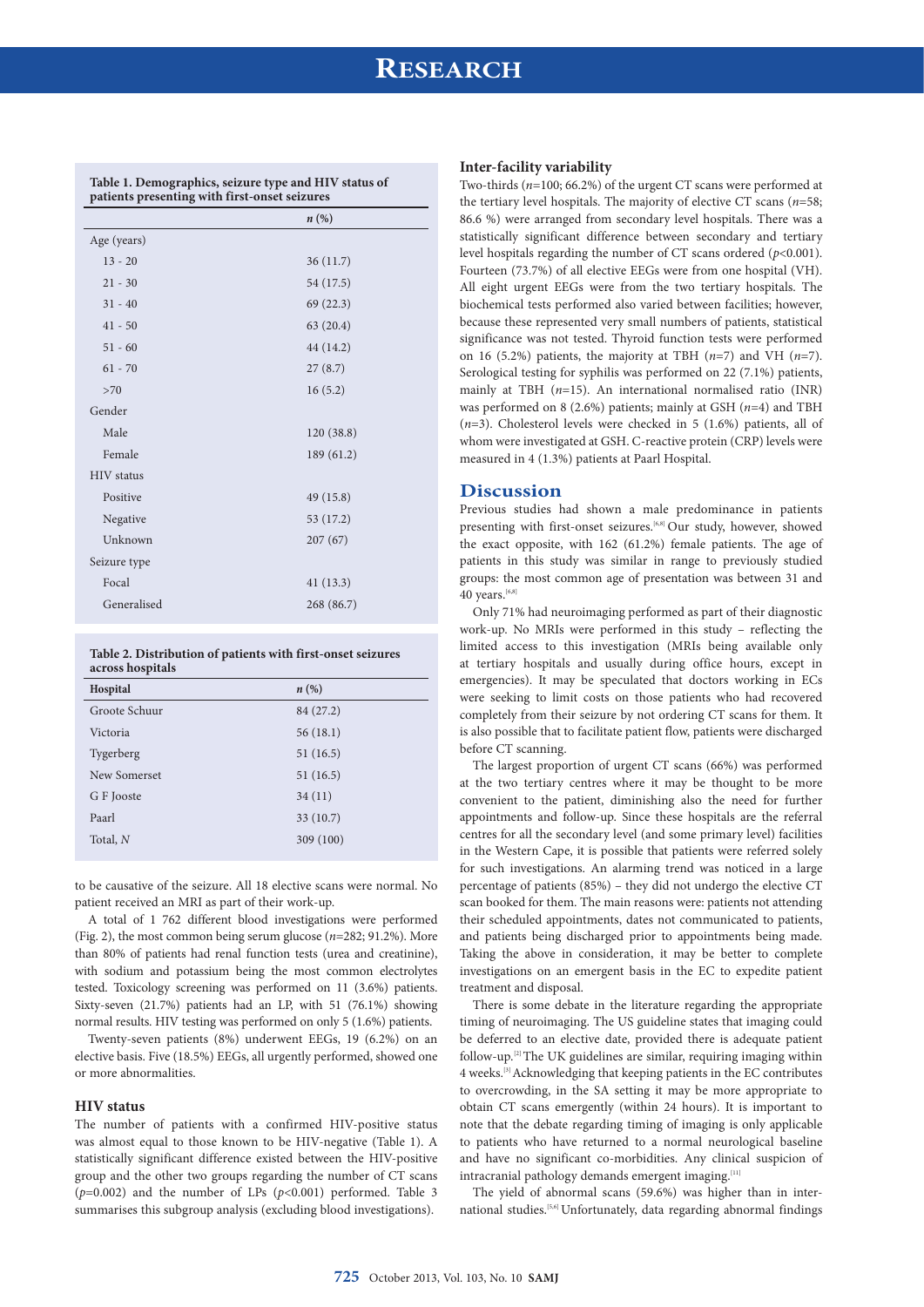**Table 1. Demographics, seizure type and HIV status of patients presenting with first-onset seizures**

| | *n* (%) |
|---|---|
| Age (years) | |
| 13 - 20 | 36 (11.7) |
| 21 - 30 | 54 (17.5) |
| 31 - 40 | 69 (22.3) |
| 41 - 50 | 63 (20.4) |
| 51 - 60 | 44 (14.2) |
| 61 - 70 | 27 (8.7) |
| >70 | 16 (5.2) |
| Gender | |
| Male | 120 (38.8) |
| Female | 189 (61.2) |
| HIV status | |
| Positive | 49 (15.8) |
| Negative | 53 (17.2) |
| Unknown | 207 (67) |
| Seizure type | |
| Focal | 41 (13.3) |
| Generalised | 268 (86.7) |

**Table 2. Distribution of patients with first-onset seizures across hospitals**

| Hospital | *n* (%) |
|---|---|
| Groote Schuur | 84 (27.2) |
| Victoria | 56 (18.1) |
| Tygerberg | 51 (16.5) |
| New Somerset | 51 (16.5) |
| G F Jooste | 34 (11) |
| Paarl | 33 (10.7) |
| Total, *N* | 309 (100) |

to be causative of the seizure. All 18 elective scans were normal. No patient received an MRI as part of their work-up.

A total of 1 762 different blood investigations were performed (Fig. 2), the most common being serum glucose (*n*=282; 91.2%). More than 80% of patients had renal function tests (urea and creatinine), with sodium and potassium being the most common electrolytes tested. Toxicology screening was performed on 11 (3.6%) patients. Sixty-seven (21.7%) patients had an LP, with 51 (76.1%) showing normal results. HIV testing was performed on only 5 (1.6%) patients.

Twenty-seven patients (8%) underwent EEGs, 19 (6.2%) on an elective basis. Five (18.5%) EEGs, all urgently performed, showed one or more abnormalities.

### HIV status

The number of patients with a confirmed HIV-positive status was almost equal to those known to be HIV-negative (Table 1). A statistically significant difference existed between the HIV-positive group and the other two groups regarding the number of CT scans ($p$=0.002) and the number of LPs ($p$<0.001) performed. Table 3 summarises this subgroup analysis (excluding blood investigations).

### Inter-facility variability

Two-thirds (*n*=100; 66.2%) of the urgent CT scans were performed at the tertiary level hospitals. The majority of elective CT scans (*n*=58; 86.6 %) were arranged from secondary level hospitals. There was a statistically significant difference between secondary and tertiary level hospitals regarding the number of CT scans ordered ($p$<0.001). Fourteen (73.7%) of all elective EEGs were from one hospital (VH). All eight urgent EEGs were from the two tertiary hospitals. The biochemical tests performed also varied between facilities; however, because these represented very small numbers of patients, statistical significance was not tested. Thyroid function tests were performed on 16 (5.2%) patients, the majority at TBH (*n*=7) and VH (*n*=7). Serological testing for syphilis was performed on 22 (7.1%) patients, mainly at TBH (*n*=15). An international normalised ratio (INR) was performed on 8 (2.6%) patients; mainly at GSH (*n*=4) and TBH (*n*=3). Cholesterol levels were checked in 5 (1.6%) patients, all of whom were investigated at GSH. C-reactive protein (CRP) levels were measured in 4 (1.3%) patients at Paarl Hospital.

## Discussion

Previous studies had shown a male predominance in patients presenting with first-onset seizures.[6,8] Our study, however, showed the exact opposite, with 162 (61.2%) female patients. The age of patients in this study was similar in range to previously studied groups: the most common age of presentation was between 31 and 40 years.[6,8]

Only 71% had neuroimaging performed as part of their diagnostic work-up. No MRIs were performed in this study – reflecting the limited access to this investigation (MRIs being available only at tertiary hospitals and usually during office hours, except in emergencies). It may be speculated that doctors working in ECs were seeking to limit costs on those patients who had recovered completely from their seizure by not ordering CT scans for them. It is also possible that to facilitate patient flow, patients were discharged before CT scanning.

The largest proportion of urgent CT scans (66%) was performed at the two tertiary centres where it may be thought to be more convenient to the patient, diminishing also the need for further appointments and follow-up. Since these hospitals are the referral centres for all the secondary level (and some primary level) facilities in the Western Cape, it is possible that patients were referred solely for such investigations. An alarming trend was noticed in a large percentage of patients (85%) – they did not undergo the elective CT scan booked for them. The main reasons were: patients not attending their scheduled appointments, dates not communicated to patients, and patients being discharged prior to appointments being made. Taking the above in consideration, it may be better to complete investigations on an emergent basis in the EC to expedite patient treatment and disposal.

There is some debate in the literature regarding the appropriate timing of neuroimaging. The US guideline states that imaging could be deferred to an elective date, provided there is adequate patient follow-up.[2] The UK guidelines are similar, requiring imaging within 4 weeks.[3] Acknowledging that keeping patients in the EC contributes to overcrowding, in the SA setting it may be more appropriate to obtain CT scans emergently (within 24 hours). It is important to note that the debate regarding timing of imaging is only applicable to patients who have returned to a normal neurological baseline and have no significant co-morbidities. Any clinical suspicion of intracranial pathology demands emergent imaging.[11]

The yield of abnormal scans (59.6%) was higher than in international studies.[5,6] Unfortunately, data regarding abnormal findings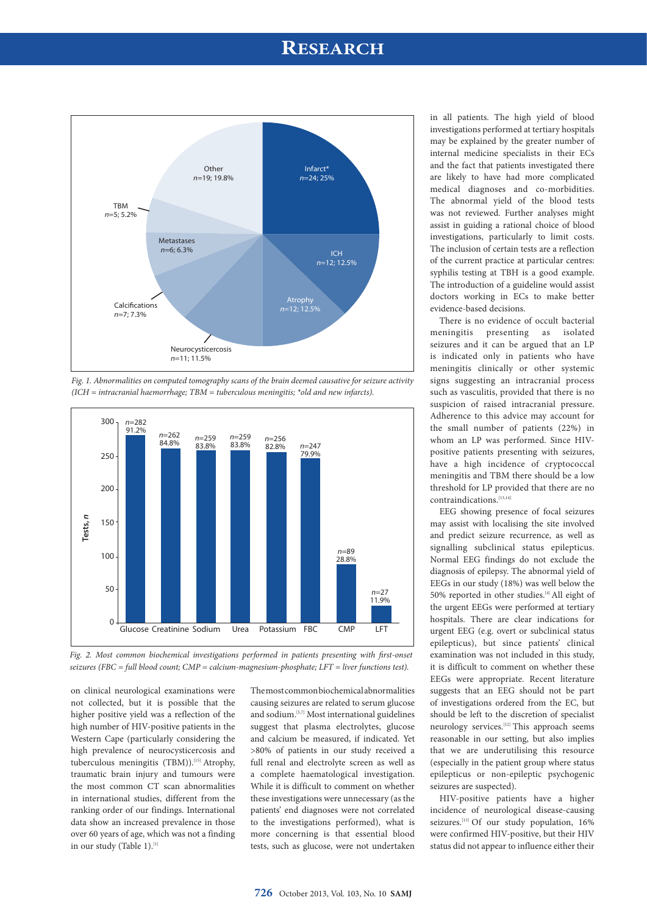Fig. 1. *Abnormalities on computed tomography scans of the brain deemed causative for seizure activity (ICH = intracranial haemorrhage; TBM = tuberculous meningitis; \*old and new infarcts).*

Fig. 2. *Most common biochemical investigations performed in patients presenting with first-onset seizures (FBC = full blood count; CMP = calcium-magnesium-phosphate; LFT = liver functions test).*

on clinical neurological examinations were not collected, but it is possible that the higher positive yield was a reflection of the high number of HIV-positive patients in the Western Cape (particularly considering the high prevalence of neurocysticercosis and tuberculous meningitis (TBM)).[15] Atrophy, traumatic brain injury and tumours were the most common CT scan abnormalities in international studies, different from the ranking order of our findings. International data show an increased prevalence in those over 60 years of age, which was not a finding in our study (Table 1).[1]

The most common biochemical abnormalities causing seizures are related to serum glucose and sodium.[5,7] Most international guidelines suggest that plasma electrolytes, glucose and calcium be measured, if indicated. Yet >80% of patients in our study received a full renal and electrolyte screen as well as a complete haematological investigation. While it is difficult to comment on whether these investigations were unnecessary (as the patients' end diagnoses were not correlated to the investigations performed), what is more concerning is that essential blood tests, such as glucose, were not undertaken in all patients. The high yield of blood investigations performed at tertiary hospitals may be explained by the greater number of internal medicine specialists in their ECs and the fact that patients investigated there are likely to have had more complicated medical diagnoses and co-morbidities. The abnormal yield of the blood tests was not reviewed. Further analyses might assist in guiding a rational choice of blood investigations, particularly to limit costs. The inclusion of certain tests are a reflection of the current practice at particular centres: syphilis testing at TBH is a good example. The introduction of a guideline would assist doctors working in ECs to make better evidence-based decisions.

There is no evidence of occult bacterial meningitis presenting as isolated seizures and it can be argued that an LP is indicated only in patients who have meningitis clinically or other systemic signs suggesting an intracranial process such as vasculitis, provided that there is no suspicion of raised intracranial pressure. Adherence to this advice may account for the small number of patients (22%) in whom an LP was performed. Since HIV-positive patients presenting with seizures, have a high incidence of cryptococcal meningitis and TBM there should be a low threshold for LP provided that there are no contraindications.[13,14]

EEG showing presence of focal seizures may assist with localising the site involved and predict seizure recurrence, as well as signalling subclinical status epilepticus. Normal EEG findings do not exclude the diagnosis of epilepsy. The abnormal yield of EEGs in our study (18%) was well below the 50% reported in other studies.[4] All eight of the urgent EEGs were performed at tertiary hospitals. There are clear indications for urgent EEG (e.g. overt or subclinical status epilepticus), but since patients' clinical examination was not included in this study, it is difficult to comment on whether these EEGs were appropriate. Recent literature suggests that an EEG should not be part of investigations ordered from the EC, but should be left to the discretion of specialist neurology services.[12] This approach seems reasonable in our setting, but also implies that we are underutilising this resource (especially in the patient group where status epilepticus or non-epileptic psychogenic seizures are suspected).

HIV-positive patients have a higher incidence of neurological disease-causing seizures.[13] Of our study population, 16% were confirmed HIV-positive, but their HIV status did not appear to influence either their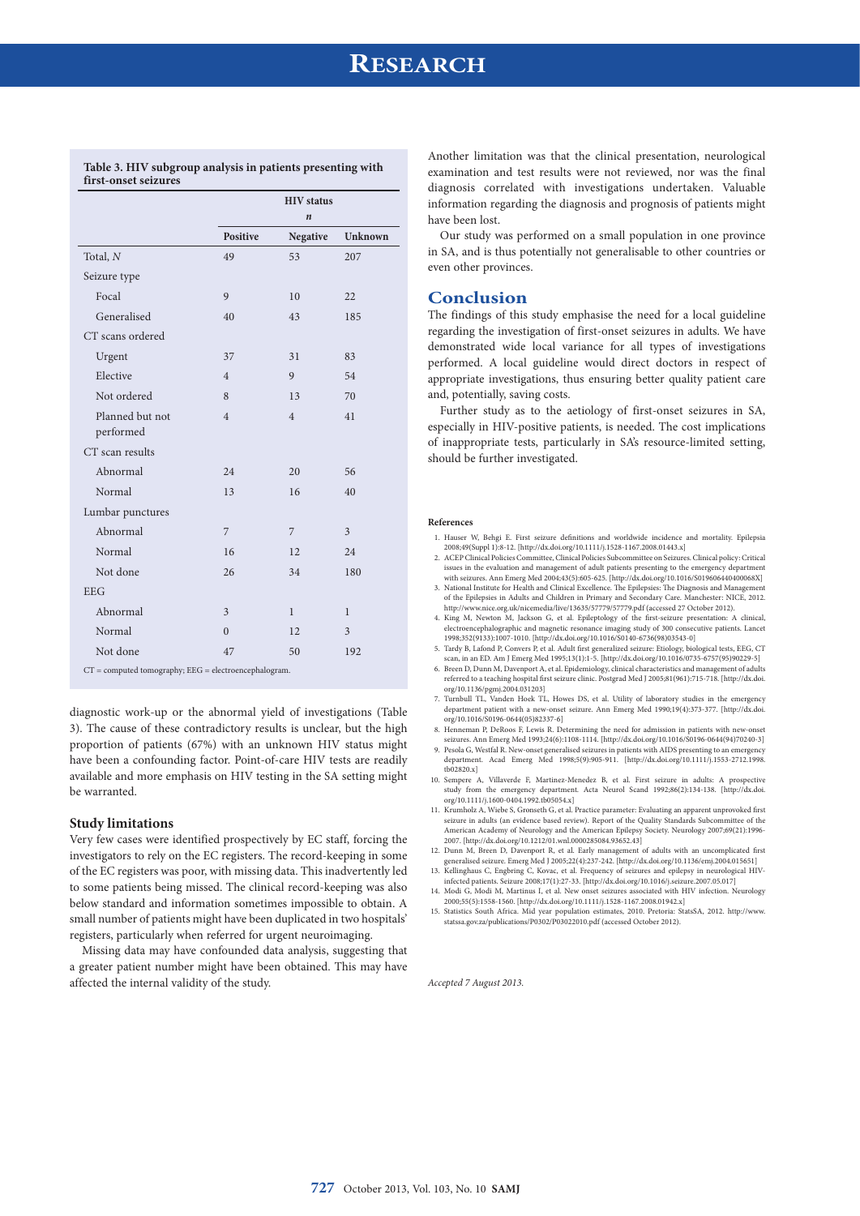**Table 3. HIV subgroup analysis in patients presenting with first-onset seizures**

| | HIV status *n* | | |
|---|---|---|---|
| | **Positive** | **Negative** | **Unknown** |
| Total, *N* | 49 | 53 | 207 |
| Seizure type | | | |
| Focal | 9 | 10 | 22 |
| Generalised | 40 | 43 | 185 |
| CT scans ordered | | | |
| Urgent | 37 | 31 | 83 |
| Elective | 4 | 9 | 54 |
| Not ordered | 8 | 13 | 70 |
| Planned but not performed | 4 | 4 | 41 |
| CT scan results | | | |
| Abnormal | 24 | 20 | 56 |
| Normal | 13 | 16 | 40 |
| Lumbar punctures | | | |
| Abnormal | 7 | 7 | 3 |
| Normal | 16 | 12 | 24 |
| Not done | 26 | 34 | 180 |
| EEG | | | |
| Abnormal | 3 | 1 | 1 |
| Normal | 0 | 12 | 3 |
| Not done | 47 | 50 | 192 |

CT = computed tomography; EEG = electroencephalogram.

diagnostic work-up or the abnormal yield of investigations (Table 3). The cause of these contradictory results is unclear, but the high proportion of patients (67%) with an unknown HIV status might have been a confounding factor. Point-of-care HIV tests are readily available and more emphasis on HIV testing in the SA setting might be warranted.

### Study limitations

Very few cases were identified prospectively by EC staff, forcing the investigators to rely on the EC registers. The record-keeping in some of the EC registers was poor, with missing data. This inadvertently led to some patients being missed. The clinical record-keeping was also below standard and information sometimes impossible to obtain. A small number of patients might have been duplicated in two hospitals' registers, particularly when referred for urgent neuroimaging.

Missing data may have confounded data analysis, suggesting that a greater patient number might have been obtained. This may have affected the internal validity of the study.

Another limitation was that the clinical presentation, neurological examination and test results were not reviewed, nor was the final diagnosis correlated with investigations undertaken. Valuable information regarding the diagnosis and prognosis of patients might have been lost.

Our study was performed on a small population in one province in SA, and is thus potentially not generalisable to other countries or even other provinces.

## Conclusion

The findings of this study emphasise the need for a local guideline regarding the investigation of first-onset seizures in adults. We have demonstrated wide local variance for all types of investigations performed. A local guideline would direct doctors in respect of appropriate investigations, thus ensuring better quality patient care and, potentially, saving costs.

Further study as to the aetiology of first-onset seizures in SA, especially in HIV-positive patients, is needed. The cost implications of inappropriate tests, particularly in SA's resource-limited setting, should be further investigated.

#### References

1. Hauser W, Behgi E. First seizure definitions and worldwide incidence and mortality. Epilepsia 2008;49(Suppl 1):8-12. [http://dx.doi.org/10.1111/j.1528-1167.2008.01443.x]
2. ACEP Clinical Policies Committee, Clinical Policies Subcommittee on Seizures. Clinical policy: Critical issues in the evaluation and management of adult patients presenting to the emergency department with seizures. Ann Emerg Med 2004;43(5):605-625. [http://dx.doi.org/10.1016/S019606440400068X]
3. National Institute for Health and Clinical Excellence. The Epilepsies: The Diagnosis and Management of the Epilepsies in Adults and Children in Primary and Secondary Care. Manchester: NICE, 2012. http://www.nice.org.uk/nicemedia/live/13635/57779/57779.pdf (accessed 27 October 2012).
4. King M, Newton M, Jackson G, et al. Epileptology of the first-seizure presentation: A clinical, electroencephalographic and magnetic resonance imaging study of 300 consecutive patients. Lancet 1998;352(9133):1007-1010. [http://dx.doi.org/10.1016/S0140-6736(98)03543-0]
5. Tardy B, Lafond P, Convers P, et al. Adult first generalized seizure: Etiology, biological tests, EEG, CT scan, in an ED. Am J Emerg Med 1995;13(1):1-5. [http://dx.doi.org/10.1016/0735-6757(95)90229-5]
6. Breen D, Dunn M, Davenport A, et al. Epidemiology, clinical characteristics and management of adults referred to a teaching hospital first seizure clinic. Postgrad Med J 2005;81(961):715-718. [http://dx.doi.org/10.1136/pgmj.2004.031203]
7. Turnbull TL, Vanden Hoek TL, Howes DS, et al. Utility of laboratory studies in the emergency department patient with a new-onset seizure. Ann Emerg Med 1990;19(4):373-377. [http://dx.doi.org/10.1016/S0196-0644(05)82337-6]
8. Henneman P, DeRoos F, Lewis R. Determining the need for admission in patients with new-onset seizures. Ann Emerg Med 1993;24(6):1108-1114. [http://dx.doi.org/10.1016/S0196-0644(94)70240-3]
9. Pesola G, Westfal R. New-onset generalised seizures in patients with AIDS presenting to an emergency department. Acad Emerg Med 1998;5(9):905-911. [http://dx.doi.org/10.1111/j.1553-2712.1998.tb02820.x]
10. Sempere A, Villaverde F, Martinez-Menedez B, et al. First seizure in adults: A prospective study from the emergency department. Acta Neurol Scand 1992;86(2):134-138. [http://dx.doi.org/10.1111/j.1600-0404.1992.tb05054.x]
11. Krumholz A, Wiebe S, Gronseth G, et al. Practice parameter: Evaluating an apparent unprovoked first seizure in adults (an evidence based review). Report of the Quality Standards Subcommittee of the American Academy of Neurology and the American Epilepsy Society. Neurology 2007;69(21):1996-2007. [http://dx.doi.org/10.1212/01.wnl.0000285084.93652.43]
12. Dunn M, Breen D, Davenport R, et al. Early management of adults with an uncomplicated first generalised seizure. Emerg Med J 2005;22(4):237-242. [http://dx.doi.org/10.1136/emj.2004.015651]
13. Kellinghaus C, Engbring C, Kovac, et al. Frequency of seizures and epilepsy in neurological HIV-infected patients. Seizure 2008;17(1):27-33. [http://dx.doi.org/10.1016/j.seizure.2007.05.017]
14. Modi G, Modi M, Martinus I, et al. New onset seizures associated with HIV infection. Neurology 2000;55(5):1558-1560. [http://dx.doi.org/10.1111/j.1528-1167.2008.01942.x]
15. Statistics South Africa. Mid year population estimates, 2010. Pretoria: StatsSA, 2012. http://www.statssa.gov.za/publications/P0302/P03022010.pdf (accessed October 2012).

*Accepted 7 August 2013.*